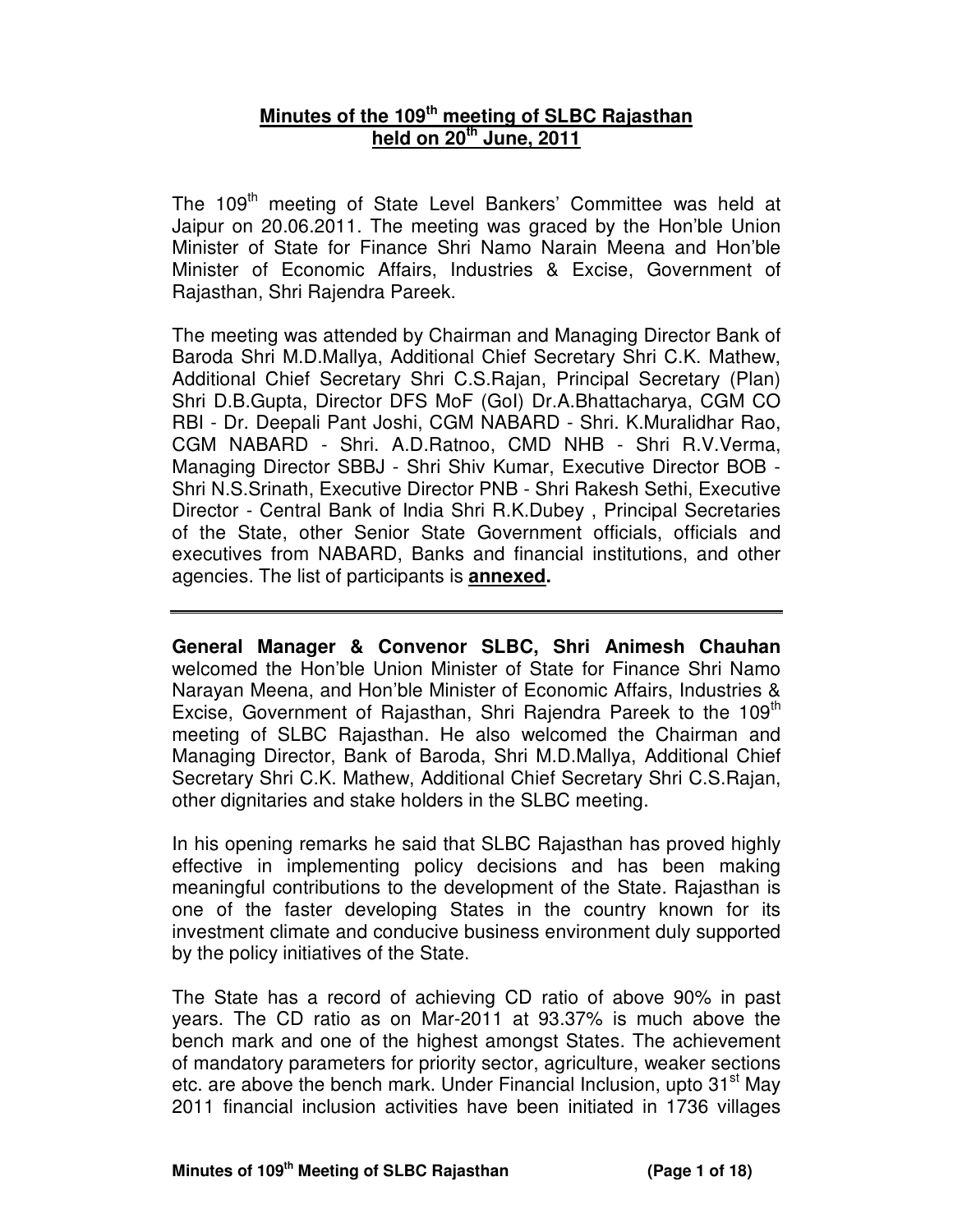# Minutes of the 109th meeting of SLBC Rajasthan held on 20th June, 2011

The 109th meeting of State Level Bankers' Committee was held at Jaipur on 20.06.2011. The meeting was graced by the Hon'ble Union Minister of State for Finance Shri Namo Narain Meena and Hon'ble Minister of Economic Affairs, Industries & Excise, Government of Rajasthan, Shri Rajendra Pareek.

The meeting was attended by Chairman and Managing Director Bank of Baroda Shri M.D.Mallya, Additional Chief Secretary Shri C.K. Mathew, Additional Chief Secretary Shri C.S.Rajan, Principal Secretary (Plan) Shri D.B.Gupta, Director DFS MoF (GoI) Dr.A.Bhattacharya, CGM CO RBI - Dr. Deepali Pant Joshi, CGM NABARD - Shri. K.Muralidhar Rao, CGM NABARD - Shri. A.D.Ratnoo, CMD NHB - Shri R.V.Verma, Managing Director SBBJ - Shri Shiv Kumar, Executive Director BOB - Shri N.S.Srinath, Executive Director PNB - Shri Rakesh Sethi, Executive Director - Central Bank of India Shri R.K.Dubey , Principal Secretaries of the State, other Senior State Government officials, officials and executives from NABARD, Banks and financial institutions, and other agencies. The list of participants is **annexed.**

---

**General Manager & Convenor SLBC, Shri Animesh Chauhan** welcomed the Hon'ble Union Minister of State for Finance Shri Namo Narayan Meena, and Hon'ble Minister of Economic Affairs, Industries & Excise, Government of Rajasthan, Shri Rajendra Pareek to the 109th meeting of SLBC Rajasthan. He also welcomed the Chairman and Managing Director, Bank of Baroda, Shri M.D.Mallya, Additional Chief Secretary Shri C.K. Mathew, Additional Chief Secretary Shri C.S.Rajan, other dignitaries and stake holders in the SLBC meeting.

In his opening remarks he said that SLBC Rajasthan has proved highly effective in implementing policy decisions and has been making meaningful contributions to the development of the State. Rajasthan is one of the faster developing States in the country known for its investment climate and conducive business environment duly supported by the policy initiatives of the State.

The State has a record of achieving CD ratio of above 90% in past years. The CD ratio as on Mar-2011 at 93.37% is much above the bench mark and one of the highest amongst States. The achievement of mandatory parameters for priority sector, agriculture, weaker sections etc. are above the bench mark. Under Financial Inclusion, upto 31st May 2011 financial inclusion activities have been initiated in 1736 villages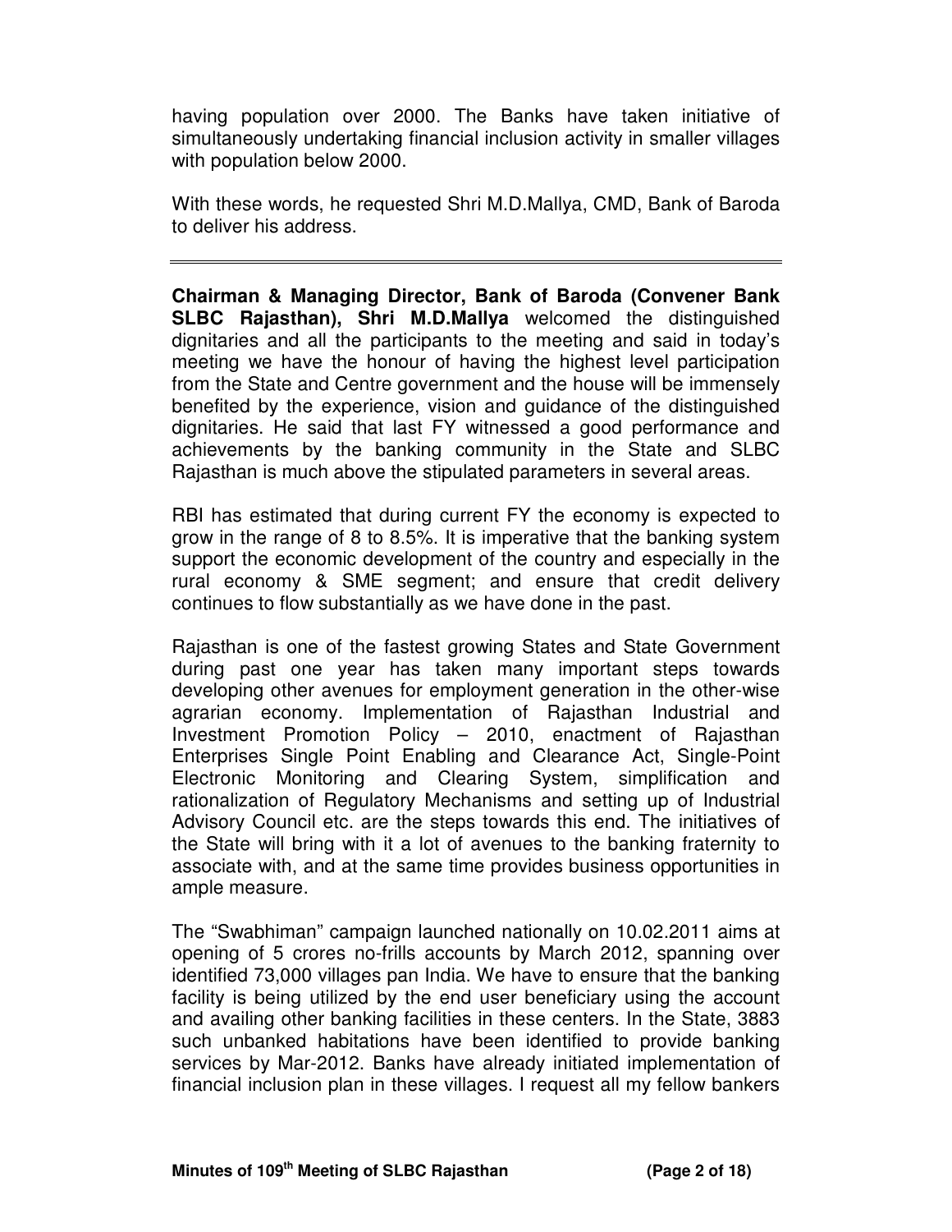having population over 2000. The Banks have taken initiative of simultaneously undertaking financial inclusion activity in smaller villages with population below 2000.

With these words, he requested Shri M.D.Mallya, CMD, Bank of Baroda to deliver his address.

---

**Chairman & Managing Director, Bank of Baroda (Convener Bank SLBC Rajasthan), Shri M.D.Mallya** welcomed the distinguished dignitaries and all the participants to the meeting and said in today's meeting we have the honour of having the highest level participation from the State and Centre government and the house will be immensely benefited by the experience, vision and guidance of the distinguished dignitaries. He said that last FY witnessed a good performance and achievements by the banking community in the State and SLBC Rajasthan is much above the stipulated parameters in several areas.

RBI has estimated that during current FY the economy is expected to grow in the range of 8 to 8.5%. It is imperative that the banking system support the economic development of the country and especially in the rural economy & SME segment; and ensure that credit delivery continues to flow substantially as we have done in the past.

Rajasthan is one of the fastest growing States and State Government during past one year has taken many important steps towards developing other avenues for employment generation in the other-wise agrarian economy. Implementation of Rajasthan Industrial and Investment Promotion Policy – 2010, enactment of Rajasthan Enterprises Single Point Enabling and Clearance Act, Single-Point Electronic Monitoring and Clearing System, simplification and rationalization of Regulatory Mechanisms and setting up of Industrial Advisory Council etc. are the steps towards this end. The initiatives of the State will bring with it a lot of avenues to the banking fraternity to associate with, and at the same time provides business opportunities in ample measure.

The "Swabhiman" campaign launched nationally on 10.02.2011 aims at opening of 5 crores no-frills accounts by March 2012, spanning over identified 73,000 villages pan India. We have to ensure that the banking facility is being utilized by the end user beneficiary using the account and availing other banking facilities in these centers. In the State, 3883 such unbanked habitations have been identified to provide banking services by Mar-2012. Banks have already initiated implementation of financial inclusion plan in these villages. I request all my fellow bankers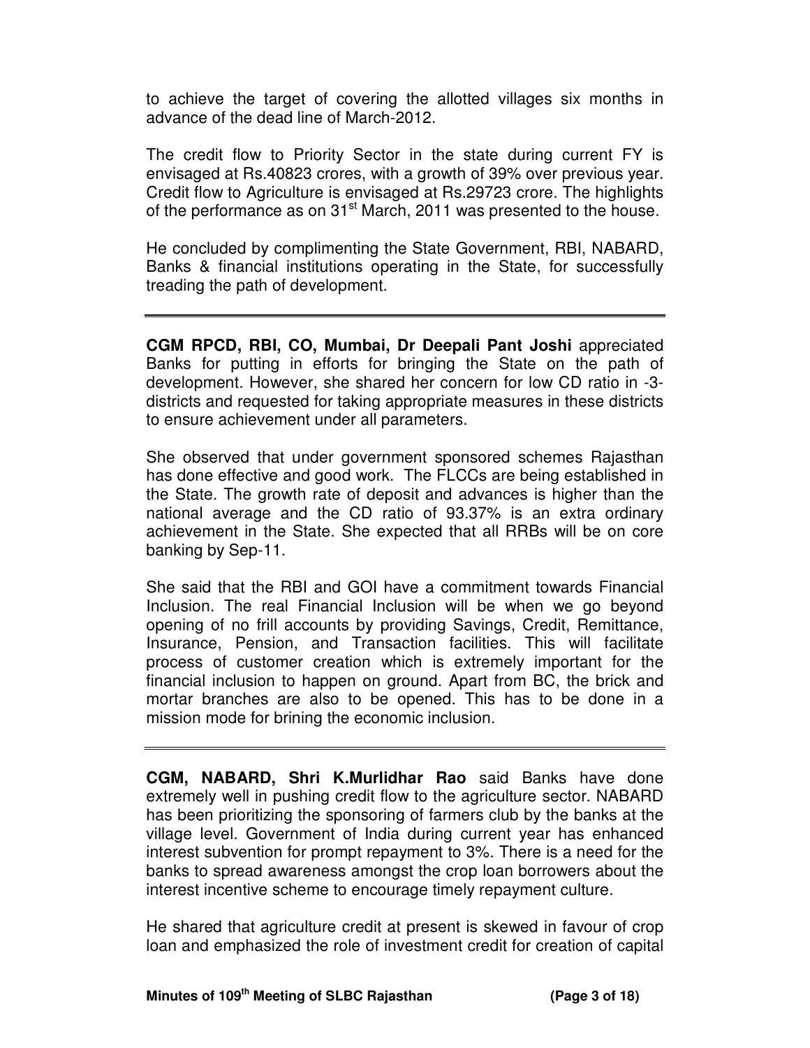to achieve the target of covering the allotted villages six months in advance of the dead line of March-2012.

The credit flow to Priority Sector in the state during current FY is envisaged at Rs.40823 crores, with a growth of 39% over previous year. Credit flow to Agriculture is envisaged at Rs.29723 crore. The highlights of the performance as on 31st March, 2011 was presented to the house.

He concluded by complimenting the State Government, RBI, NABARD, Banks & financial institutions operating in the State, for successfully treading the path of development.

---

**CGM RPCD, RBI, CO, Mumbai, Dr Deepali Pant Joshi** appreciated Banks for putting in efforts for bringing the State on the path of development. However, she shared her concern for low CD ratio in -3- districts and requested for taking appropriate measures in these districts to ensure achievement under all parameters.

She observed that under government sponsored schemes Rajasthan has done effective and good work. The FLCCs are being established in the State. The growth rate of deposit and advances is higher than the national average and the CD ratio of 93.37% is an extra ordinary achievement in the State. She expected that all RRBs will be on core banking by Sep-11.

She said that the RBI and GOI have a commitment towards Financial Inclusion. The real Financial Inclusion will be when we go beyond opening of no frill accounts by providing Savings, Credit, Remittance, Insurance, Pension, and Transaction facilities. This will facilitate process of customer creation which is extremely important for the financial inclusion to happen on ground. Apart from BC, the brick and mortar branches are also to be opened. This has to be done in a mission mode for brining the economic inclusion.

---

**CGM, NABARD, Shri K.Murlidhar Rao** said Banks have done extremely well in pushing credit flow to the agriculture sector. NABARD has been prioritizing the sponsoring of farmers club by the banks at the village level. Government of India during current year has enhanced interest subvention for prompt repayment to 3%. There is a need for the banks to spread awareness amongst the crop loan borrowers about the interest incentive scheme to encourage timely repayment culture.

He shared that agriculture credit at present is skewed in favour of crop loan and emphasized the role of investment credit for creation of capital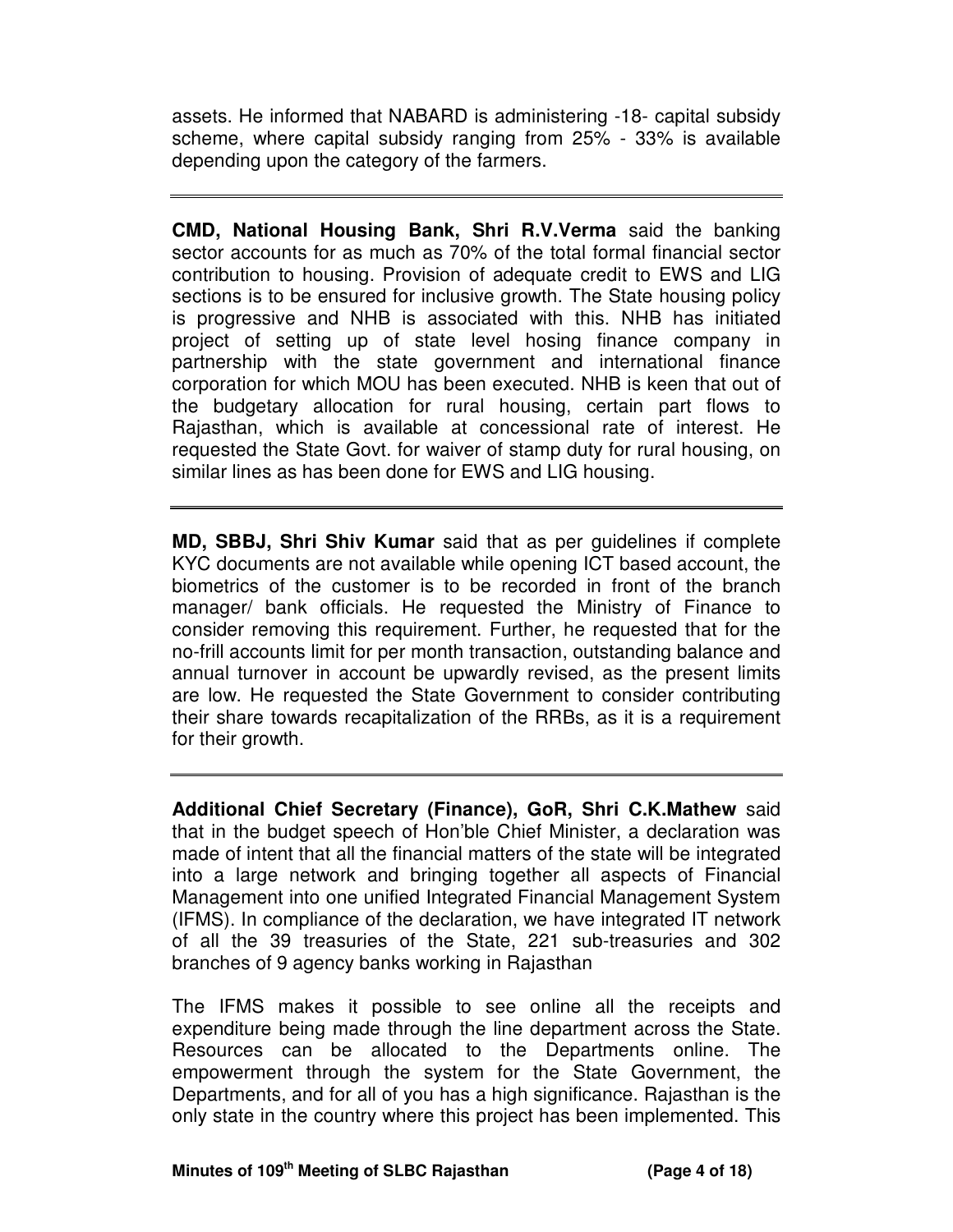assets. He informed that NABARD is administering -18- capital subsidy scheme, where capital subsidy ranging from 25% - 33% is available depending upon the category of the farmers.

---

**CMD, National Housing Bank, Shri R.V.Verma** said the banking sector accounts for as much as 70% of the total formal financial sector contribution to housing. Provision of adequate credit to EWS and LIG sections is to be ensured for inclusive growth. The State housing policy is progressive and NHB is associated with this. NHB has initiated project of setting up of state level hosing finance company in partnership with the state government and international finance corporation for which MOU has been executed. NHB is keen that out of the budgetary allocation for rural housing, certain part flows to Rajasthan, which is available at concessional rate of interest. He requested the State Govt. for waiver of stamp duty for rural housing, on similar lines as has been done for EWS and LIG housing.

---

**MD, SBBJ, Shri Shiv Kumar** said that as per guidelines if complete KYC documents are not available while opening ICT based account, the biometrics of the customer is to be recorded in front of the branch manager/ bank officials. He requested the Ministry of Finance to consider removing this requirement. Further, he requested that for the no-frill accounts limit for per month transaction, outstanding balance and annual turnover in account be upwardly revised, as the present limits are low. He requested the State Government to consider contributing their share towards recapitalization of the RRBs, as it is a requirement for their growth.

---

**Additional Chief Secretary (Finance), GoR, Shri C.K.Mathew** said that in the budget speech of Hon'ble Chief Minister, a declaration was made of intent that all the financial matters of the state will be integrated into a large network and bringing together all aspects of Financial Management into one unified Integrated Financial Management System (IFMS). In compliance of the declaration, we have integrated IT network of all the 39 treasuries of the State, 221 sub-treasuries and 302 branches of 9 agency banks working in Rajasthan

The IFMS makes it possible to see online all the receipts and expenditure being made through the line department across the State. Resources can be allocated to the Departments online. The empowerment through the system for the State Government, the Departments, and for all of you has a high significance. Rajasthan is the only state in the country where this project has been implemented. This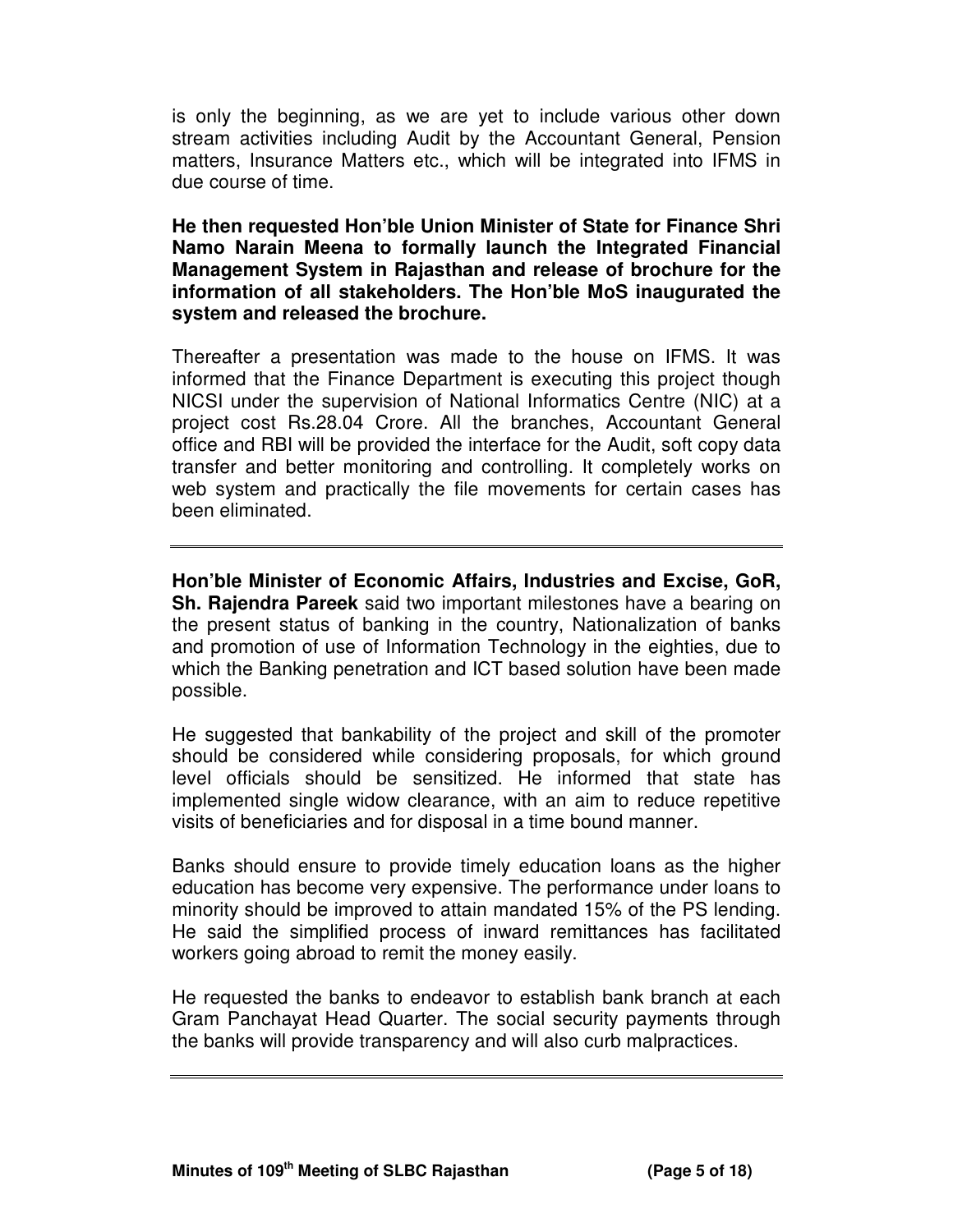is only the beginning, as we are yet to include various other down stream activities including Audit by the Accountant General, Pension matters, Insurance Matters etc., which will be integrated into IFMS in due course of time.

**He then requested Hon'ble Union Minister of State for Finance Shri Namo Narain Meena to formally launch the Integrated Financial Management System in Rajasthan and release of brochure for the information of all stakeholders. The Hon'ble MoS inaugurated the system and released the brochure.**

Thereafter a presentation was made to the house on IFMS. It was informed that the Finance Department is executing this project though NICSI under the supervision of National Informatics Centre (NIC) at a project cost Rs.28.04 Crore. All the branches, Accountant General office and RBI will be provided the interface for the Audit, soft copy data transfer and better monitoring and controlling. It completely works on web system and practically the file movements for certain cases has been eliminated.

---

**Hon'ble Minister of Economic Affairs, Industries and Excise, GoR, Sh. Rajendra Pareek** said two important milestones have a bearing on the present status of banking in the country, Nationalization of banks and promotion of use of Information Technology in the eighties, due to which the Banking penetration and ICT based solution have been made possible.

He suggested that bankability of the project and skill of the promoter should be considered while considering proposals, for which ground level officials should be sensitized. He informed that state has implemented single widow clearance, with an aim to reduce repetitive visits of beneficiaries and for disposal in a time bound manner.

Banks should ensure to provide timely education loans as the higher education has become very expensive. The performance under loans to minority should be improved to attain mandated 15% of the PS lending. He said the simplified process of inward remittances has facilitated workers going abroad to remit the money easily.

He requested the banks to endeavor to establish bank branch at each Gram Panchayat Head Quarter. The social security payments through the banks will provide transparency and will also curb malpractices.

---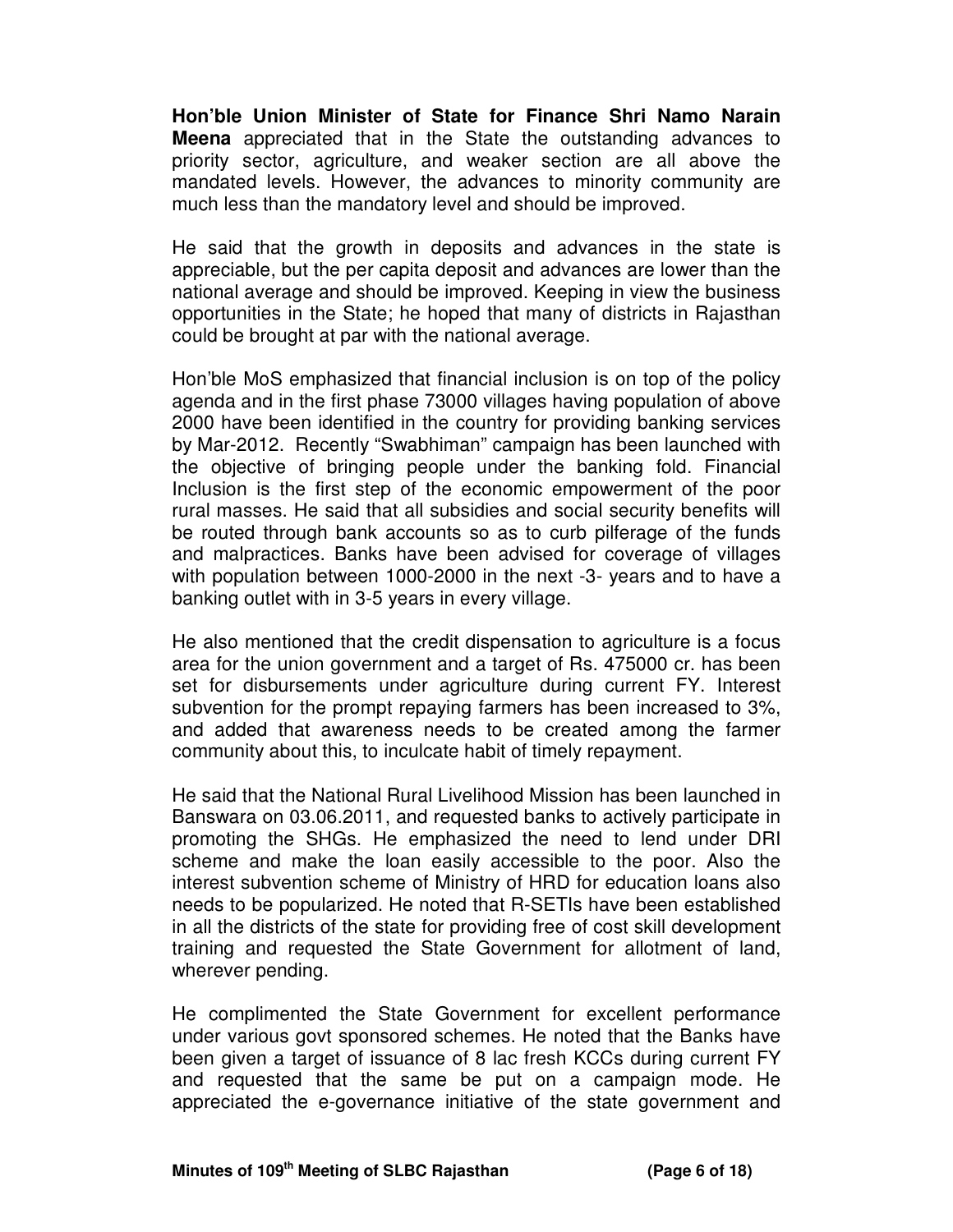**Hon'ble Union Minister of State for Finance Shri Namo Narain Meena** appreciated that in the State the outstanding advances to priority sector, agriculture, and weaker section are all above the mandated levels. However, the advances to minority community are much less than the mandatory level and should be improved.

He said that the growth in deposits and advances in the state is appreciable, but the per capita deposit and advances are lower than the national average and should be improved. Keeping in view the business opportunities in the State; he hoped that many of districts in Rajasthan could be brought at par with the national average.

Hon'ble MoS emphasized that financial inclusion is on top of the policy agenda and in the first phase 73000 villages having population of above 2000 have been identified in the country for providing banking services by Mar-2012. Recently "Swabhiman" campaign has been launched with the objective of bringing people under the banking fold. Financial Inclusion is the first step of the economic empowerment of the poor rural masses. He said that all subsidies and social security benefits will be routed through bank accounts so as to curb pilferage of the funds and malpractices. Banks have been advised for coverage of villages with population between 1000-2000 in the next -3- years and to have a banking outlet with in 3-5 years in every village.

He also mentioned that the credit dispensation to agriculture is a focus area for the union government and a target of Rs. 475000 cr. has been set for disbursements under agriculture during current FY. Interest subvention for the prompt repaying farmers has been increased to 3%, and added that awareness needs to be created among the farmer community about this, to inculcate habit of timely repayment.

He said that the National Rural Livelihood Mission has been launched in Banswara on 03.06.2011, and requested banks to actively participate in promoting the SHGs. He emphasized the need to lend under DRI scheme and make the loan easily accessible to the poor. Also the interest subvention scheme of Ministry of HRD for education loans also needs to be popularized. He noted that R-SETIs have been established in all the districts of the state for providing free of cost skill development training and requested the State Government for allotment of land, wherever pending.

He complimented the State Government for excellent performance under various govt sponsored schemes. He noted that the Banks have been given a target of issuance of 8 lac fresh KCCs during current FY and requested that the same be put on a campaign mode. He appreciated the e-governance initiative of the state government and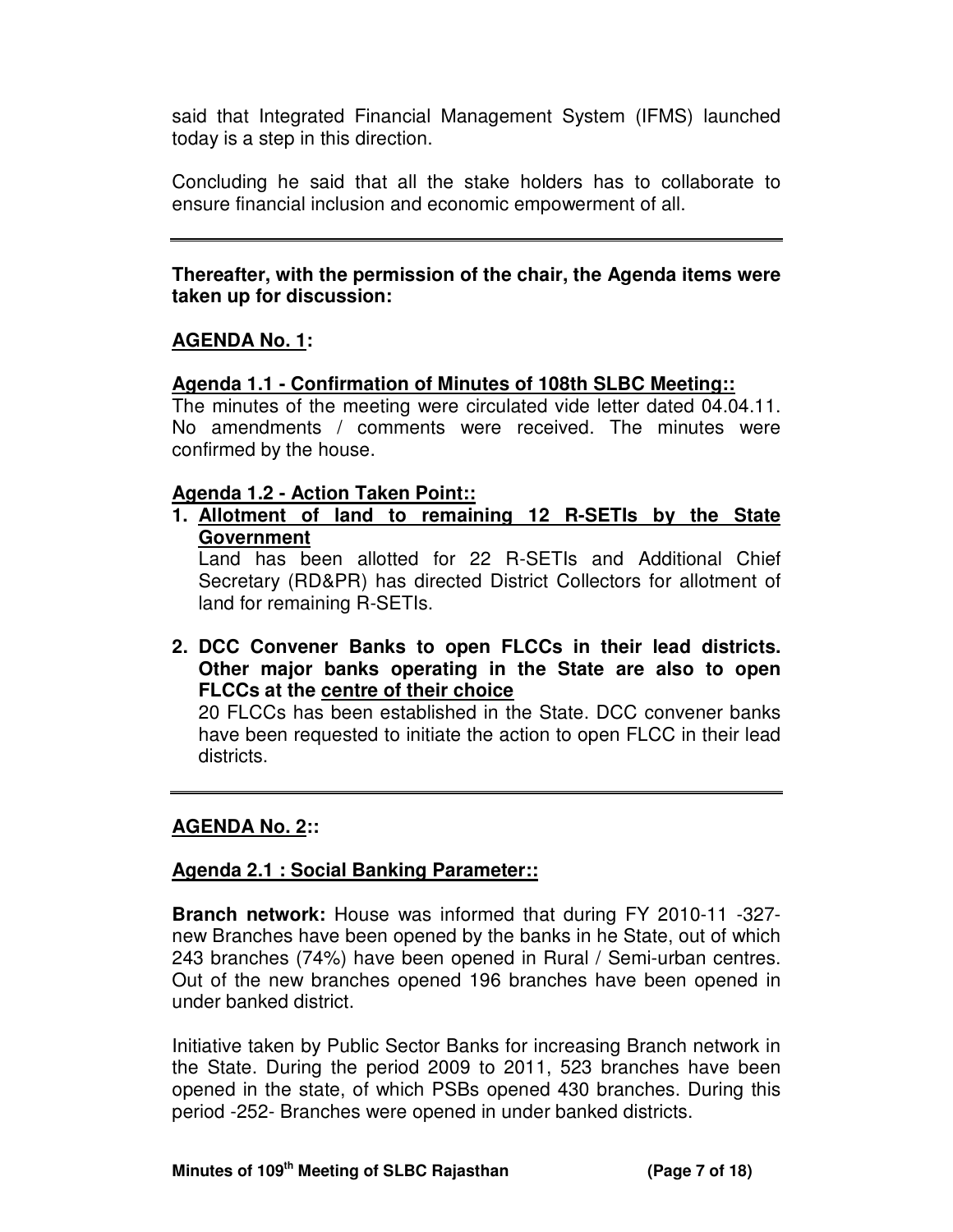said that Integrated Financial Management System (IFMS) launched today is a step in this direction.

Concluding he said that all the stake holders has to collaborate to ensure financial inclusion and economic empowerment of all.

---

**Thereafter, with the permission of the chair, the Agenda items were taken up for discussion:**

**AGENDA No. 1:**

**Agenda 1.1 - Confirmation of Minutes of 108th SLBC Meeting::**

The minutes of the meeting were circulated vide letter dated 04.04.11. No amendments / comments were received. The minutes were confirmed by the house.

**Agenda 1.2 - Action Taken Point::**

1. **Allotment of land to remaining 12 R-SETIs by the State Government**

   Land has been allotted for 22 R-SETIs and Additional Chief Secretary (RD&PR) has directed District Collectors for allotment of land for remaining R-SETIs.

2. **DCC Convener Banks to open FLCCs in their lead districts. Other major banks operating in the State are also to open FLCCs at the centre of their choice**

   20 FLCCs has been established in the State. DCC convener banks have been requested to initiate the action to open FLCC in their lead districts.

---

**AGENDA No. 2::**

**Agenda 2.1 : Social Banking Parameter::**

**Branch network:** House was informed that during FY 2010-11 -327- new Branches have been opened by the banks in he State, out of which 243 branches (74%) have been opened in Rural / Semi-urban centres. Out of the new branches opened 196 branches have been opened in under banked district.

Initiative taken by Public Sector Banks for increasing Branch network in the State. During the period 2009 to 2011, 523 branches have been opened in the state, of which PSBs opened 430 branches. During this period -252- Branches were opened in under banked districts.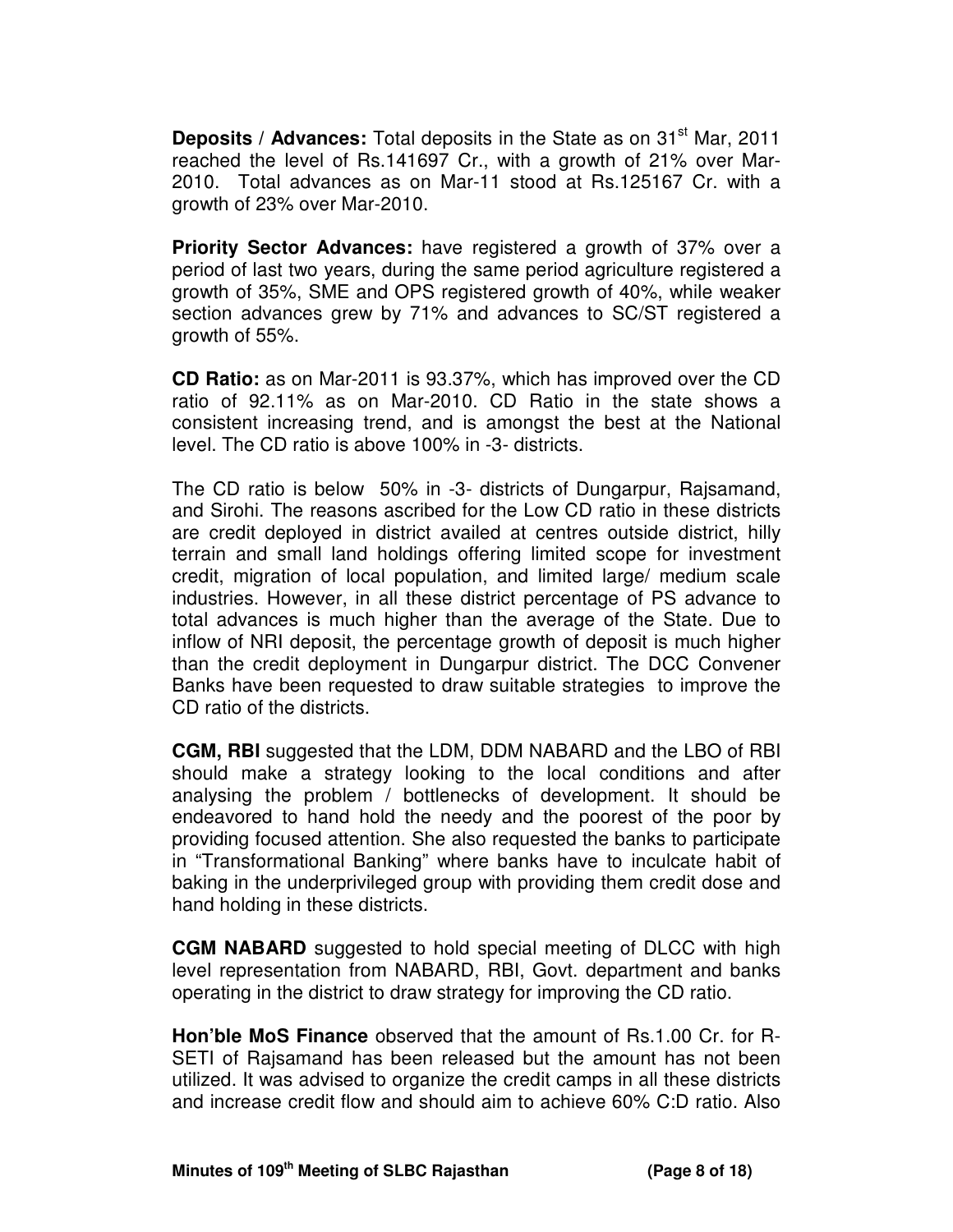**Deposits / Advances:** Total deposits in the State as on 31st Mar, 2011 reached the level of Rs.141697 Cr., with a growth of 21% over Mar-2010. Total advances as on Mar-11 stood at Rs.125167 Cr. with a growth of 23% over Mar-2010.

**Priority Sector Advances:** have registered a growth of 37% over a period of last two years, during the same period agriculture registered a growth of 35%, SME and OPS registered growth of 40%, while weaker section advances grew by 71% and advances to SC/ST registered a growth of 55%.

**CD Ratio:** as on Mar-2011 is 93.37%, which has improved over the CD ratio of 92.11% as on Mar-2010. CD Ratio in the state shows a consistent increasing trend, and is amongst the best at the National level. The CD ratio is above 100% in -3- districts.

The CD ratio is below 50% in -3- districts of Dungarpur, Rajsamand, and Sirohi. The reasons ascribed for the Low CD ratio in these districts are credit deployed in district availed at centres outside district, hilly terrain and small land holdings offering limited scope for investment credit, migration of local population, and limited large/ medium scale industries. However, in all these district percentage of PS advance to total advances is much higher than the average of the State. Due to inflow of NRI deposit, the percentage growth of deposit is much higher than the credit deployment in Dungarpur district. The DCC Convener Banks have been requested to draw suitable strategies to improve the CD ratio of the districts.

**CGM, RBI** suggested that the LDM, DDM NABARD and the LBO of RBI should make a strategy looking to the local conditions and after analysing the problem / bottlenecks of development. It should be endeavored to hand hold the needy and the poorest of the poor by providing focused attention. She also requested the banks to participate in "Transformational Banking" where banks have to inculcate habit of baking in the underprivileged group with providing them credit dose and hand holding in these districts.

**CGM NABARD** suggested to hold special meeting of DLCC with high level representation from NABARD, RBI, Govt. department and banks operating in the district to draw strategy for improving the CD ratio.

**Hon'ble MoS Finance** observed that the amount of Rs.1.00 Cr. for R-SETI of Rajsamand has been released but the amount has not been utilized. It was advised to organize the credit camps in all these districts and increase credit flow and should aim to achieve 60% C:D ratio. Also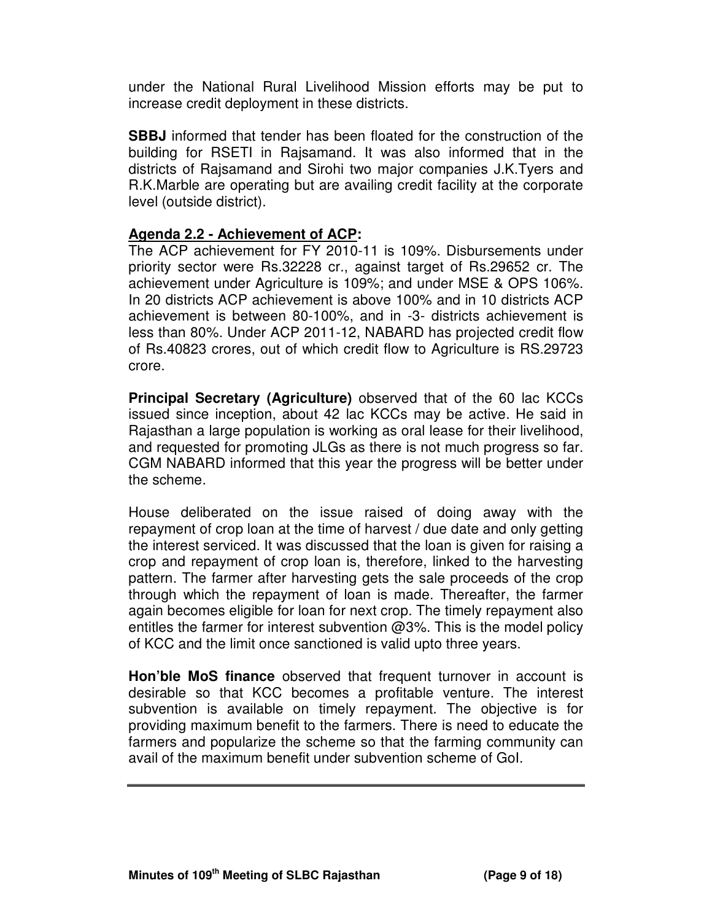under the National Rural Livelihood Mission efforts may be put to increase credit deployment in these districts.

**SBBJ** informed that tender has been floated for the construction of the building for RSETI in Rajsamand. It was also informed that in the districts of Rajsamand and Sirohi two major companies J.K.Tyers and R.K.Marble are operating but are availing credit facility at the corporate level (outside district).

**Agenda 2.2 - Achievement of ACP:**

The ACP achievement for FY 2010-11 is 109%. Disbursements under priority sector were Rs.32228 cr., against target of Rs.29652 cr. The achievement under Agriculture is 109%; and under MSE & OPS 106%. In 20 districts ACP achievement is above 100% and in 10 districts ACP achievement is between 80-100%, and in -3- districts achievement is less than 80%. Under ACP 2011-12, NABARD has projected credit flow of Rs.40823 crores, out of which credit flow to Agriculture is RS.29723 crore.

**Principal Secretary (Agriculture)** observed that of the 60 lac KCCs issued since inception, about 42 lac KCCs may be active. He said in Rajasthan a large population is working as oral lease for their livelihood, and requested for promoting JLGs as there is not much progress so far. CGM NABARD informed that this year the progress will be better under the scheme.

House deliberated on the issue raised of doing away with the repayment of crop loan at the time of harvest / due date and only getting the interest serviced. It was discussed that the loan is given for raising a crop and repayment of crop loan is, therefore, linked to the harvesting pattern. The farmer after harvesting gets the sale proceeds of the crop through which the repayment of loan is made. Thereafter, the farmer again becomes eligible for loan for next crop. The timely repayment also entitles the farmer for interest subvention @3%. This is the model policy of KCC and the limit once sanctioned is valid upto three years.

**Hon'ble MoS finance** observed that frequent turnover in account is desirable so that KCC becomes a profitable venture. The interest subvention is available on timely repayment. The objective is for providing maximum benefit to the farmers. There is need to educate the farmers and popularize the scheme so that the farming community can avail of the maximum benefit under subvention scheme of GoI.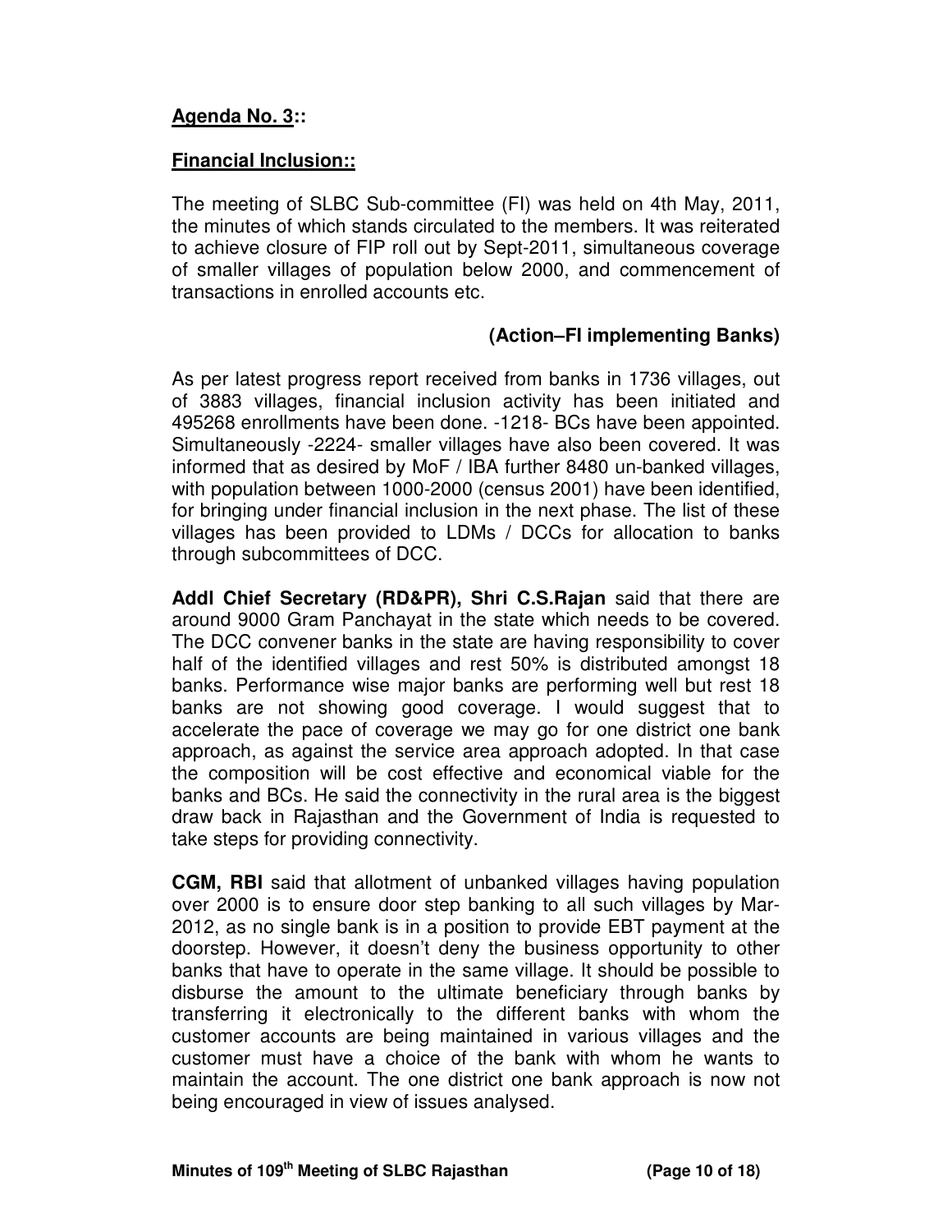**Agenda No. 3::**

**Financial Inclusion::**

The meeting of SLBC Sub-committee (FI) was held on 4th May, 2011, the minutes of which stands circulated to the members. It was reiterated to achieve closure of FIP roll out by Sept-2011, simultaneous coverage of smaller villages of population below 2000, and commencement of transactions in enrolled accounts etc.

**(Action–FI implementing Banks)**

As per latest progress report received from banks in 1736 villages, out of 3883 villages, financial inclusion activity has been initiated and 495268 enrollments have been done. -1218- BCs have been appointed. Simultaneously -2224- smaller villages have also been covered. It was informed that as desired by MoF / IBA further 8480 un-banked villages, with population between 1000-2000 (census 2001) have been identified, for bringing under financial inclusion in the next phase. The list of these villages has been provided to LDMs / DCCs for allocation to banks through subcommittees of DCC.

**Addl Chief Secretary (RD&PR), Shri C.S.Rajan** said that there are around 9000 Gram Panchayat in the state which needs to be covered. The DCC convener banks in the state are having responsibility to cover half of the identified villages and rest 50% is distributed amongst 18 banks. Performance wise major banks are performing well but rest 18 banks are not showing good coverage. I would suggest that to accelerate the pace of coverage we may go for one district one bank approach, as against the service area approach adopted. In that case the composition will be cost effective and economical viable for the banks and BCs. He said the connectivity in the rural area is the biggest draw back in Rajasthan and the Government of India is requested to take steps for providing connectivity.

**CGM, RBI** said that allotment of unbanked villages having population over 2000 is to ensure door step banking to all such villages by Mar-2012, as no single bank is in a position to provide EBT payment at the doorstep. However, it doesn't deny the business opportunity to other banks that have to operate in the same village. It should be possible to disburse the amount to the ultimate beneficiary through banks by transferring it electronically to the different banks with whom the customer accounts are being maintained in various villages and the customer must have a choice of the bank with whom he wants to maintain the account. The one district one bank approach is now not being encouraged in view of issues analysed.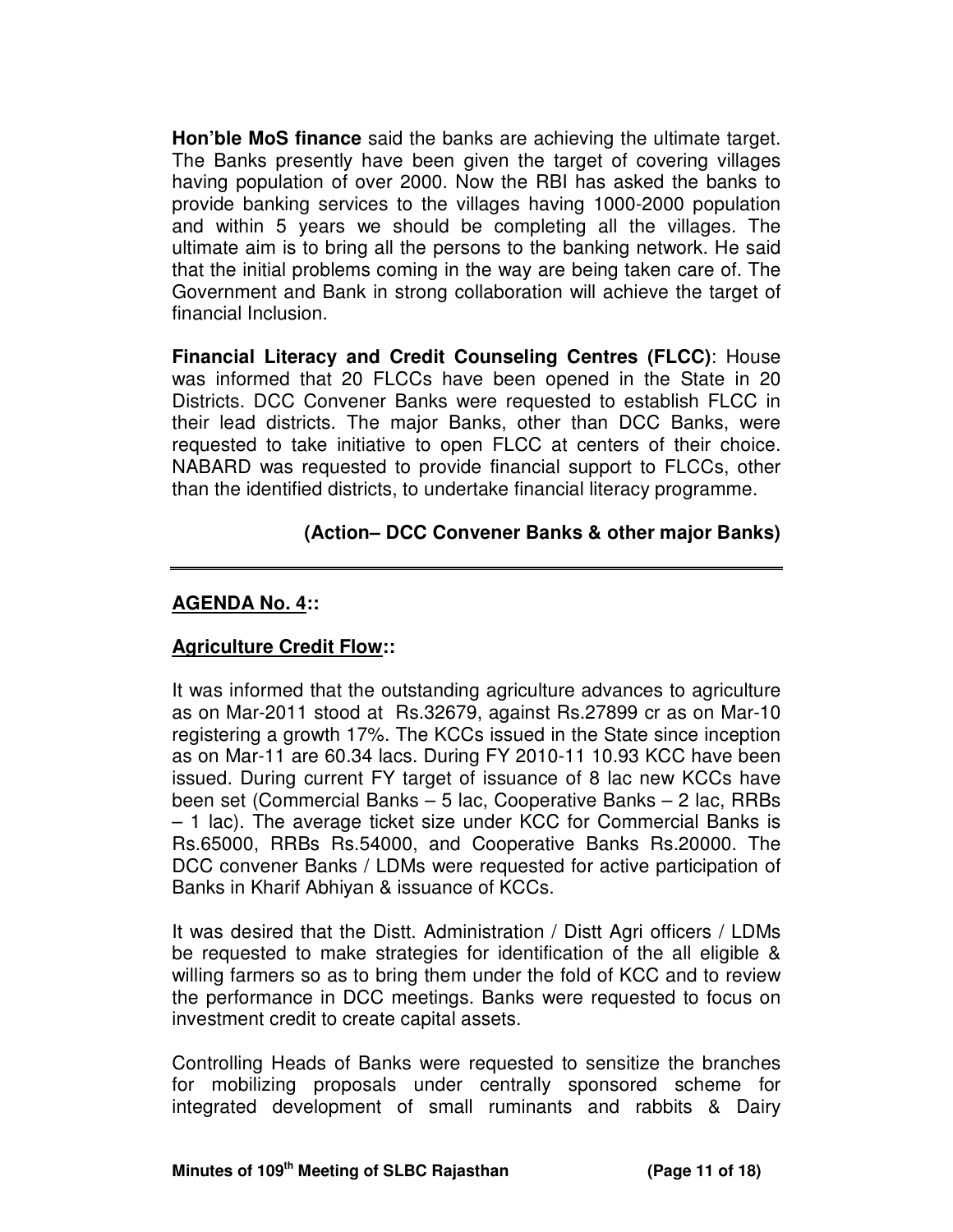**Hon'ble MoS finance** said the banks are achieving the ultimate target. The Banks presently have been given the target of covering villages having population of over 2000. Now the RBI has asked the banks to provide banking services to the villages having 1000-2000 population and within 5 years we should be completing all the villages. The ultimate aim is to bring all the persons to the banking network. He said that the initial problems coming in the way are being taken care of. The Government and Bank in strong collaboration will achieve the target of financial Inclusion.

**Financial Literacy and Credit Counseling Centres (FLCC)**: House was informed that 20 FLCCs have been opened in the State in 20 Districts. DCC Convener Banks were requested to establish FLCC in their lead districts. The major Banks, other than DCC Banks, were requested to take initiative to open FLCC at centers of their choice. NABARD was requested to provide financial support to FLCCs, other than the identified districts, to undertake financial literacy programme.

**(Action– DCC Convener Banks & other major Banks)**

---

**AGENDA No. 4::**

**Agriculture Credit Flow::**

It was informed that the outstanding agriculture advances to agriculture as on Mar-2011 stood at Rs.32679, against Rs.27899 cr as on Mar-10 registering a growth 17%. The KCCs issued in the State since inception as on Mar-11 are 60.34 lacs. During FY 2010-11 10.93 KCC have been issued. During current FY target of issuance of 8 lac new KCCs have been set (Commercial Banks – 5 lac, Cooperative Banks – 2 lac, RRBs – 1 lac). The average ticket size under KCC for Commercial Banks is Rs.65000, RRBs Rs.54000, and Cooperative Banks Rs.20000. The DCC convener Banks / LDMs were requested for active participation of Banks in Kharif Abhiyan & issuance of KCCs.

It was desired that the Distt. Administration / Distt Agri officers / LDMs be requested to make strategies for identification of the all eligible & willing farmers so as to bring them under the fold of KCC and to review the performance in DCC meetings. Banks were requested to focus on investment credit to create capital assets.

Controlling Heads of Banks were requested to sensitize the branches for mobilizing proposals under centrally sponsored scheme for integrated development of small ruminants and rabbits & Dairy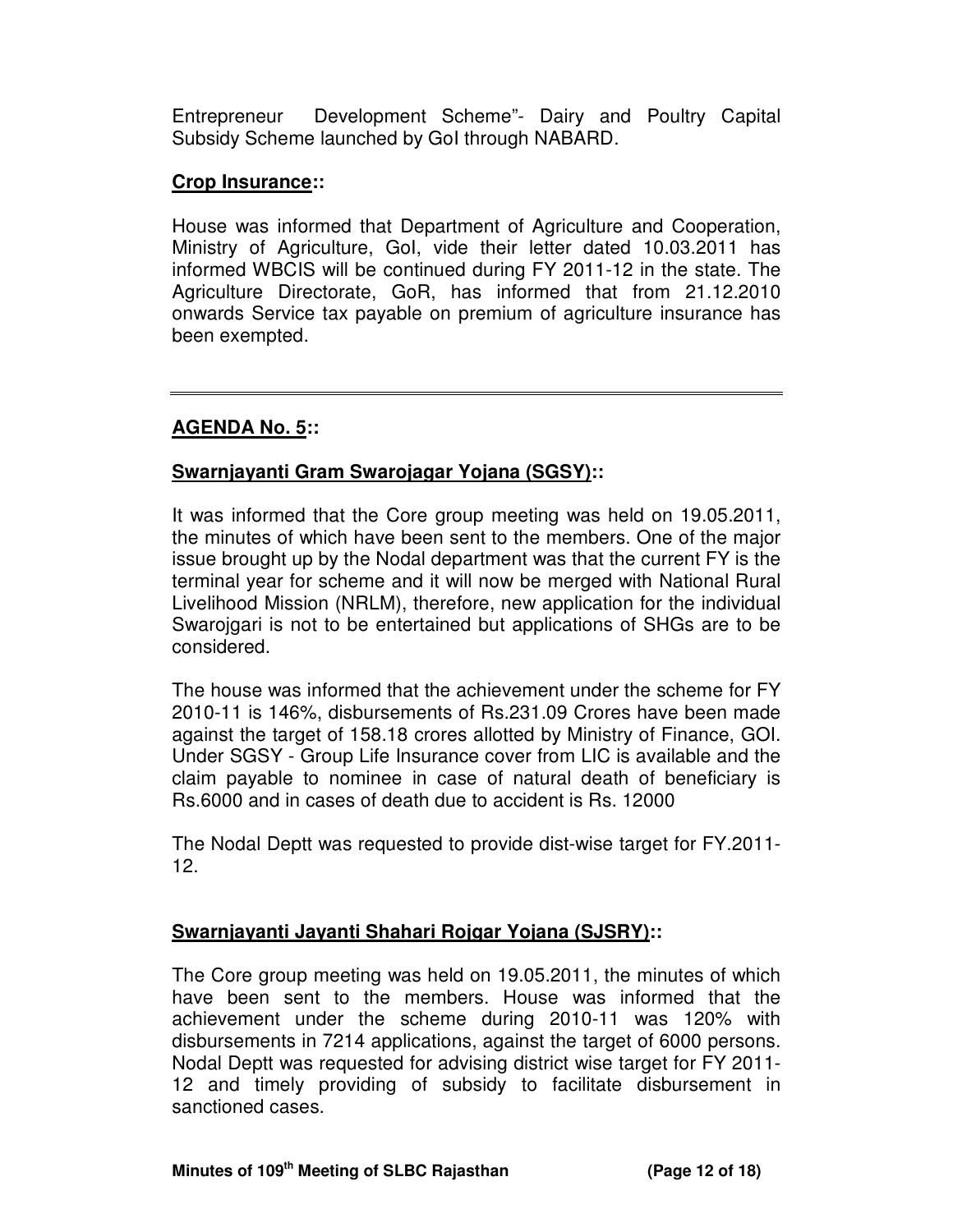Entrepreneur Development Scheme"- Dairy and Poultry Capital Subsidy Scheme launched by GoI through NABARD.

**Crop Insurance::**

House was informed that Department of Agriculture and Cooperation, Ministry of Agriculture, GoI, vide their letter dated 10.03.2011 has informed WBCIS will be continued during FY 2011-12 in the state. The Agriculture Directorate, GoR, has informed that from 21.12.2010 onwards Service tax payable on premium of agriculture insurance has been exempted.

---

## AGENDA No. 5::

**Swarnjayanti Gram Swarojagar Yojana (SGSY)::**

It was informed that the Core group meeting was held on 19.05.2011, the minutes of which have been sent to the members. One of the major issue brought up by the Nodal department was that the current FY is the terminal year for scheme and it will now be merged with National Rural Livelihood Mission (NRLM), therefore, new application for the individual Swarojgari is not to be entertained but applications of SHGs are to be considered.

The house was informed that the achievement under the scheme for FY 2010-11 is 146%, disbursements of Rs.231.09 Crores have been made against the target of 158.18 crores allotted by Ministry of Finance, GOI. Under SGSY - Group Life Insurance cover from LIC is available and the claim payable to nominee in case of natural death of beneficiary is Rs.6000 and in cases of death due to accident is Rs. 12000

The Nodal Deptt was requested to provide dist-wise target for FY.2011-12.

**Swarnjayanti Jayanti Shahari Rojgar Yojana (SJSRY)::**

The Core group meeting was held on 19.05.2011, the minutes of which have been sent to the members. House was informed that the achievement under the scheme during 2010-11 was 120% with disbursements in 7214 applications, against the target of 6000 persons. Nodal Deptt was requested for advising district wise target for FY 2011-12 and timely providing of subsidy to facilitate disbursement in sanctioned cases.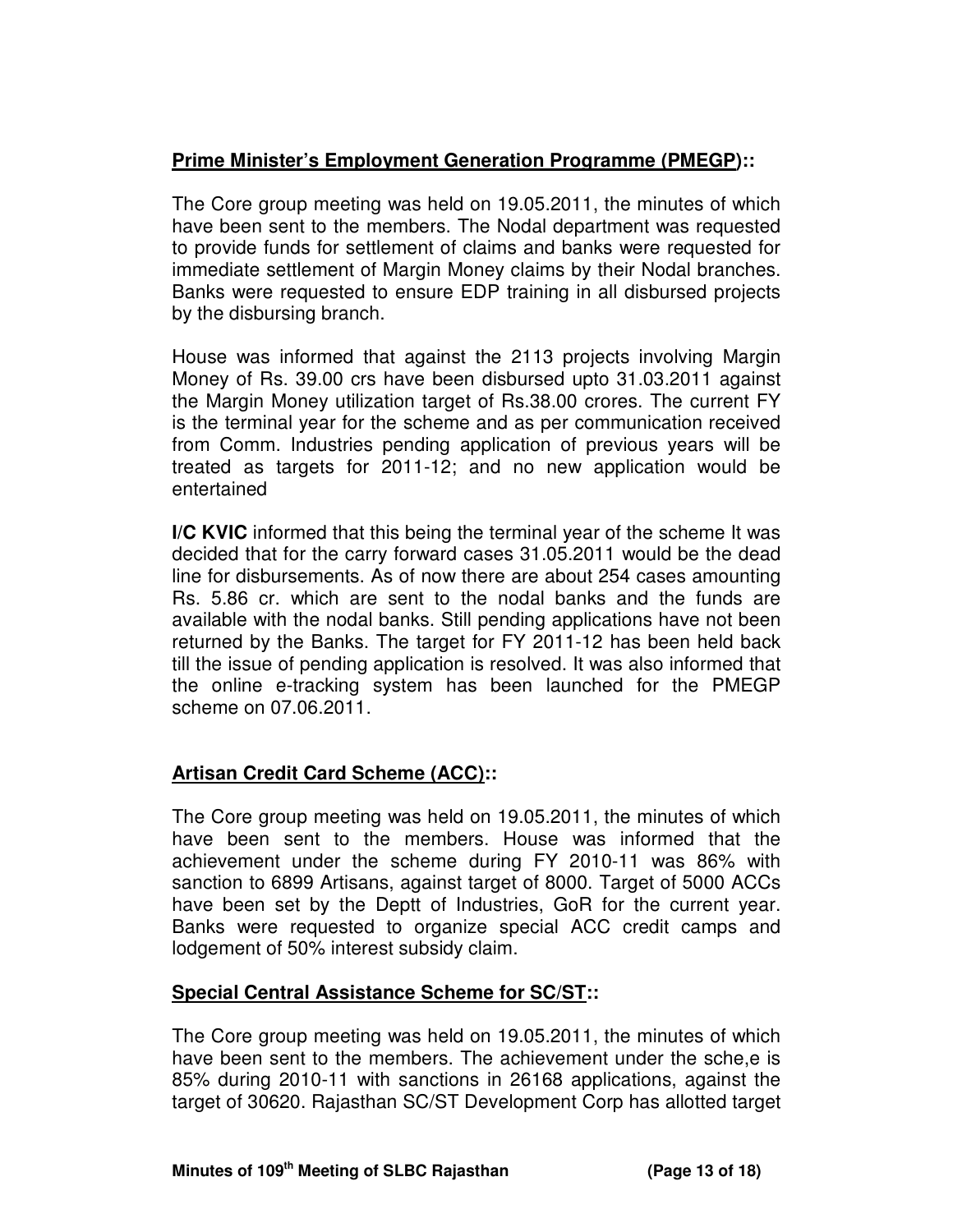**Prime Minister's Employment Generation Programme (PMEGP)::**

The Core group meeting was held on 19.05.2011, the minutes of which have been sent to the members. The Nodal department was requested to provide funds for settlement of claims and banks were requested for immediate settlement of Margin Money claims by their Nodal branches. Banks were requested to ensure EDP training in all disbursed projects by the disbursing branch.

House was informed that against the 2113 projects involving Margin Money of Rs. 39.00 crs have been disbursed upto 31.03.2011 against the Margin Money utilization target of Rs.38.00 crores. The current FY is the terminal year for the scheme and as per communication received from Comm. Industries pending application of previous years will be treated as targets for 2011-12; and no new application would be entertained

**I/C KVIC** informed that this being the terminal year of the scheme It was decided that for the carry forward cases 31.05.2011 would be the dead line for disbursements. As of now there are about 254 cases amounting Rs. 5.86 cr. which are sent to the nodal banks and the funds are available with the nodal banks. Still pending applications have not been returned by the Banks. The target for FY 2011-12 has been held back till the issue of pending application is resolved. It was also informed that the online e-tracking system has been launched for the PMEGP scheme on 07.06.2011.

**Artisan Credit Card Scheme (ACC)::**

The Core group meeting was held on 19.05.2011, the minutes of which have been sent to the members. House was informed that the achievement under the scheme during FY 2010-11 was 86% with sanction to 6899 Artisans, against target of 8000. Target of 5000 ACCs have been set by the Deptt of Industries, GoR for the current year. Banks were requested to organize special ACC credit camps and lodgement of 50% interest subsidy claim.

**Special Central Assistance Scheme for SC/ST::**

The Core group meeting was held on 19.05.2011, the minutes of which have been sent to the members. The achievement under the sche,e is 85% during 2010-11 with sanctions in 26168 applications, against the target of 30620. Rajasthan SC/ST Development Corp has allotted target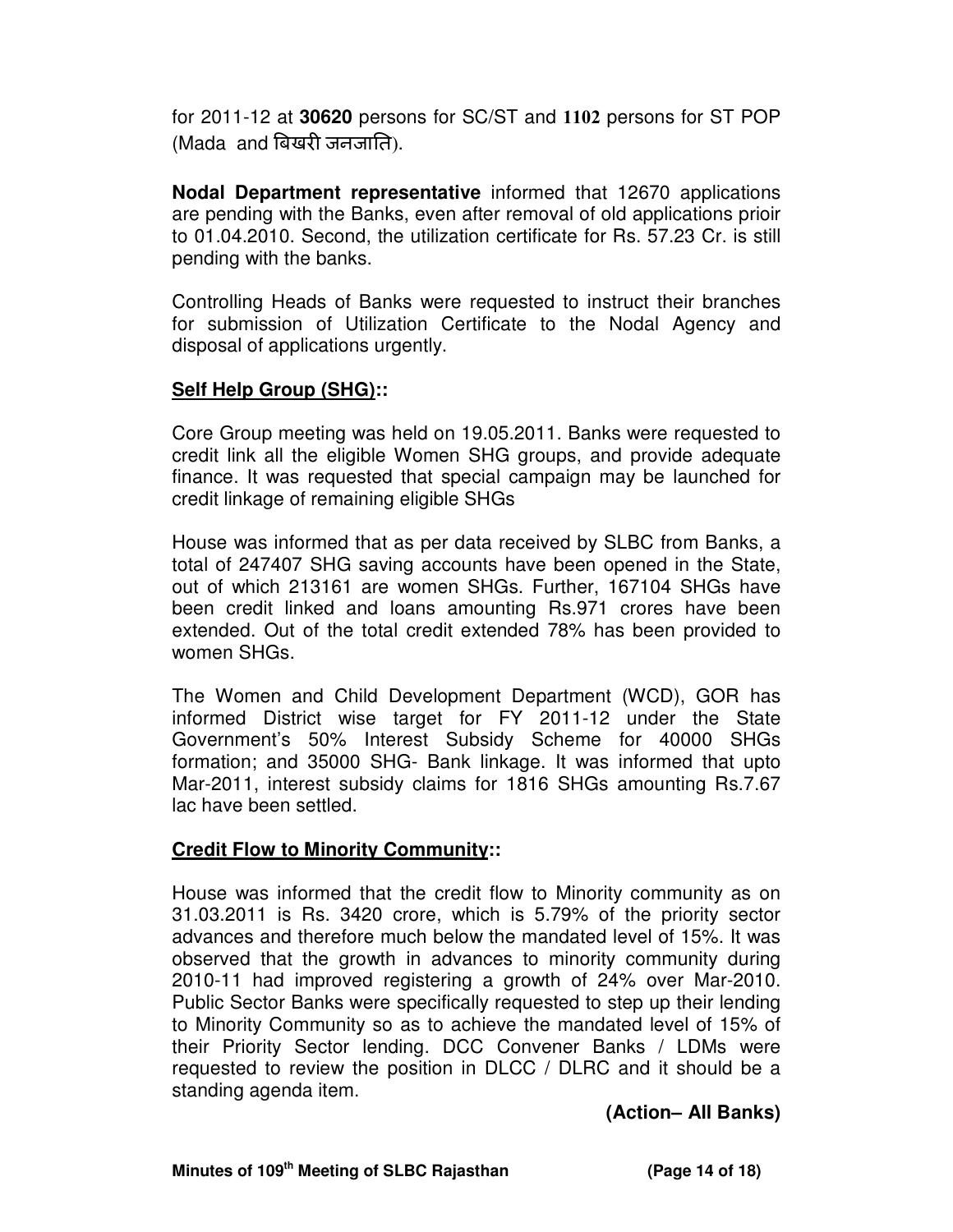for 2011-12 at **30620** persons for SC/ST and **1102** persons for ST POP (Mada and बिखरी जनजाति).

**Nodal Department representative** informed that 12670 applications are pending with the Banks, even after removal of old applications prioir to 01.04.2010. Second, the utilization certificate for Rs. 57.23 Cr. is still pending with the banks.

Controlling Heads of Banks were requested to instruct their branches for submission of Utilization Certificate to the Nodal Agency and disposal of applications urgently.

**Self Help Group (SHG)::**

Core Group meeting was held on 19.05.2011. Banks were requested to credit link all the eligible Women SHG groups, and provide adequate finance. It was requested that special campaign may be launched for credit linkage of remaining eligible SHGs

House was informed that as per data received by SLBC from Banks, a total of 247407 SHG saving accounts have been opened in the State, out of which 213161 are women SHGs. Further, 167104 SHGs have been credit linked and loans amounting Rs.971 crores have been extended. Out of the total credit extended 78% has been provided to women SHGs.

The Women and Child Development Department (WCD), GOR has informed District wise target for FY 2011-12 under the State Government's 50% Interest Subsidy Scheme for 40000 SHGs formation; and 35000 SHG- Bank linkage. It was informed that upto Mar-2011, interest subsidy claims for 1816 SHGs amounting Rs.7.67 lac have been settled.

**Credit Flow to Minority Community::**

House was informed that the credit flow to Minority community as on 31.03.2011 is Rs. 3420 crore, which is 5.79% of the priority sector advances and therefore much below the mandated level of 15%. It was observed that the growth in advances to minority community during 2010-11 had improved registering a growth of 24% over Mar-2010. Public Sector Banks were specifically requested to step up their lending to Minority Community so as to achieve the mandated level of 15% of their Priority Sector lending. DCC Convener Banks / LDMs were requested to review the position in DLCC / DLRC and it should be a standing agenda item.

**(Action– All Banks)**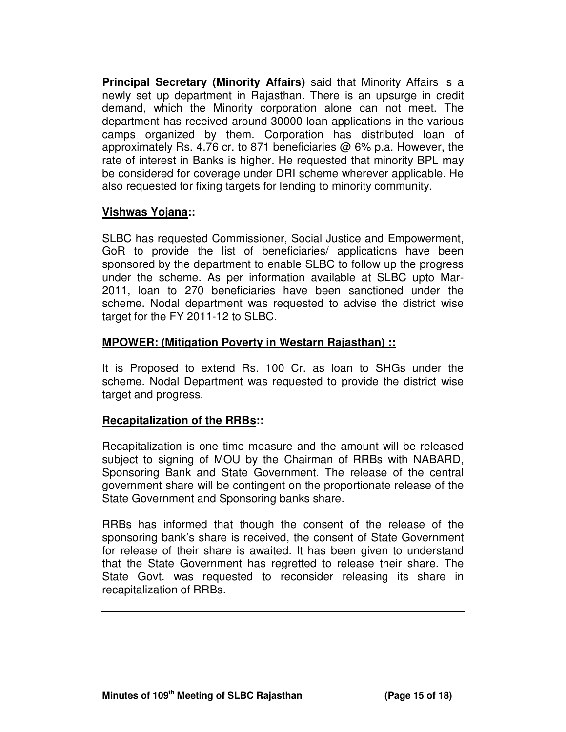**Principal Secretary (Minority Affairs)** said that Minority Affairs is a newly set up department in Rajasthan. There is an upsurge in credit demand, which the Minority corporation alone can not meet. The department has received around 30000 loan applications in the various camps organized by them. Corporation has distributed loan of approximately Rs. 4.76 cr. to 871 beneficiaries @ 6% p.a. However, the rate of interest in Banks is higher. He requested that minority BPL may be considered for coverage under DRI scheme wherever applicable. He also requested for fixing targets for lending to minority community.

**<u>Vishwas Yojana</u>::**

SLBC has requested Commissioner, Social Justice and Empowerment, GoR to provide the list of beneficiaries/ applications have been sponsored by the department to enable SLBC to follow up the progress under the scheme. As per information available at SLBC upto Mar-2011, loan to 270 beneficiaries have been sanctioned under the scheme. Nodal department was requested to advise the district wise target for the FY 2011-12 to SLBC.

**<u>MPOWER: (Mitigation Poverty in Western Rajasthan) ::</u>**

It is Proposed to extend Rs. 100 Cr. as loan to SHGs under the scheme. Nodal Department was requested to provide the district wise target and progress.

**<u>Recapitalization of the RRBs</u>::**

Recapitalization is one time measure and the amount will be released subject to signing of MOU by the Chairman of RRBs with NABARD, Sponsoring Bank and State Government. The release of the central government share will be contingent on the proportionate release of the State Government and Sponsoring banks share.

RRBs has informed that though the consent of the release of the sponsoring bank's share is received, the consent of State Government for release of their share is awaited. It has been given to understand that the State Government has regretted to release their share. The State Govt. was requested to reconsider releasing its share in recapitalization of RRBs.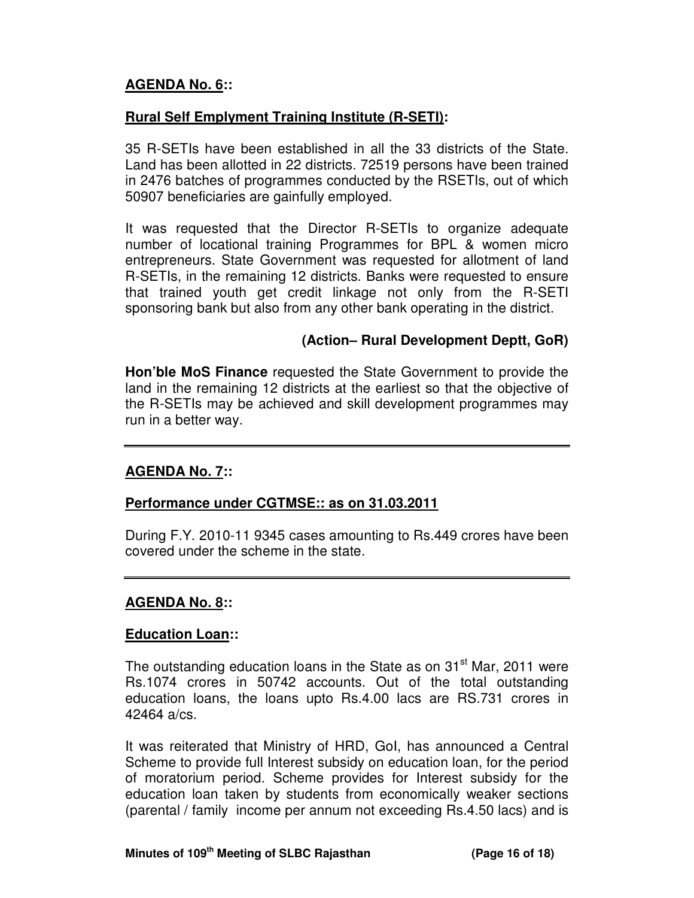**AGENDA No. 6::**

**Rural Self Emplyment Training Institute (R-SETI):**

35 R-SETIs have been established in all the 33 districts of the State. Land has been allotted in 22 districts. 72519 persons have been trained in 2476 batches of programmes conducted by the RSETIs, out of which 50907 beneficiaries are gainfully employed.

It was requested that the Director R-SETIs to organize adequate number of locational training Programmes for BPL & women micro entrepreneurs. State Government was requested for allotment of land R-SETIs, in the remaining 12 districts. Banks were requested to ensure that trained youth get credit linkage not only from the R-SETI sponsoring bank but also from any other bank operating in the district.

**(Action– Rural Development Deptt, GoR)**

**Hon'ble MoS Finance** requested the State Government to provide the land in the remaining 12 districts at the earliest so that the objective of the R-SETIs may be achieved and skill development programmes may run in a better way.

---

**AGENDA No. 7::**

**Performance under CGTMSE:: as on 31.03.2011**

During F.Y. 2010-11 9345 cases amounting to Rs.449 crores have been covered under the scheme in the state.

---

**AGENDA No. 8::**

**Education Loan::**

The outstanding education loans in the State as on 31st Mar, 2011 were Rs.1074 crores in 50742 accounts. Out of the total outstanding education loans, the loans upto Rs.4.00 lacs are RS.731 crores in 42464 a/cs.

It was reiterated that Ministry of HRD, GoI, has announced a Central Scheme to provide full Interest subsidy on education loan, for the period of moratorium period. Scheme provides for Interest subsidy for the education loan taken by students from economically weaker sections (parental / family income per annum not exceeding Rs.4.50 lacs) and is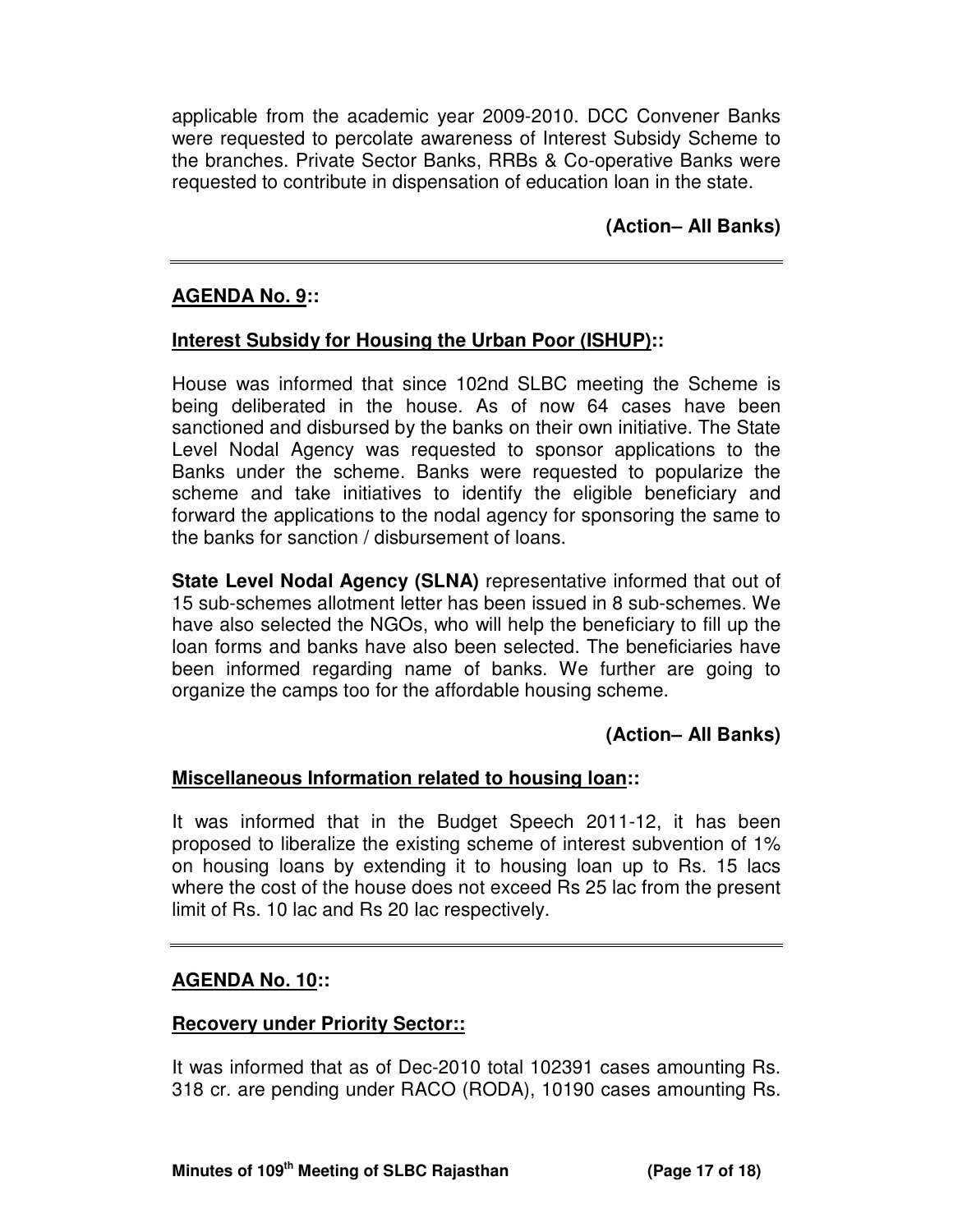applicable from the academic year 2009-2010. DCC Convener Banks were requested to percolate awareness of Interest Subsidy Scheme to the branches. Private Sector Banks, RRBs & Co-operative Banks were requested to contribute in dispensation of education loan in the state.

**(Action– All Banks)**

---

## **AGENDA No. 9::**

### **Interest Subsidy for Housing the Urban Poor (ISHUP)::**

House was informed that since 102nd SLBC meeting the Scheme is being deliberated in the house. As of now 64 cases have been sanctioned and disbursed by the banks on their own initiative. The State Level Nodal Agency was requested to sponsor applications to the Banks under the scheme. Banks were requested to popularize the scheme and take initiatives to identify the eligible beneficiary and forward the applications to the nodal agency for sponsoring the same to the banks for sanction / disbursement of loans.

**State Level Nodal Agency (SLNA)** representative informed that out of 15 sub-schemes allotment letter has been issued in 8 sub-schemes. We have also selected the NGOs, who will help the beneficiary to fill up the loan forms and banks have also been selected. The beneficiaries have been informed regarding name of banks. We further are going to organize the camps too for the affordable housing scheme.

**(Action– All Banks)**

### **Miscellaneous Information related to housing loan::**

It was informed that in the Budget Speech 2011-12, it has been proposed to liberalize the existing scheme of interest subvention of 1% on housing loans by extending it to housing loan up to Rs. 15 lacs where the cost of the house does not exceed Rs 25 lac from the present limit of Rs. 10 lac and Rs 20 lac respectively.

---

## **AGENDA No. 10::**

### **Recovery under Priority Sector::**

It was informed that as of Dec-2010 total 102391 cases amounting Rs. 318 cr. are pending under RACO (RODA), 10190 cases amounting Rs.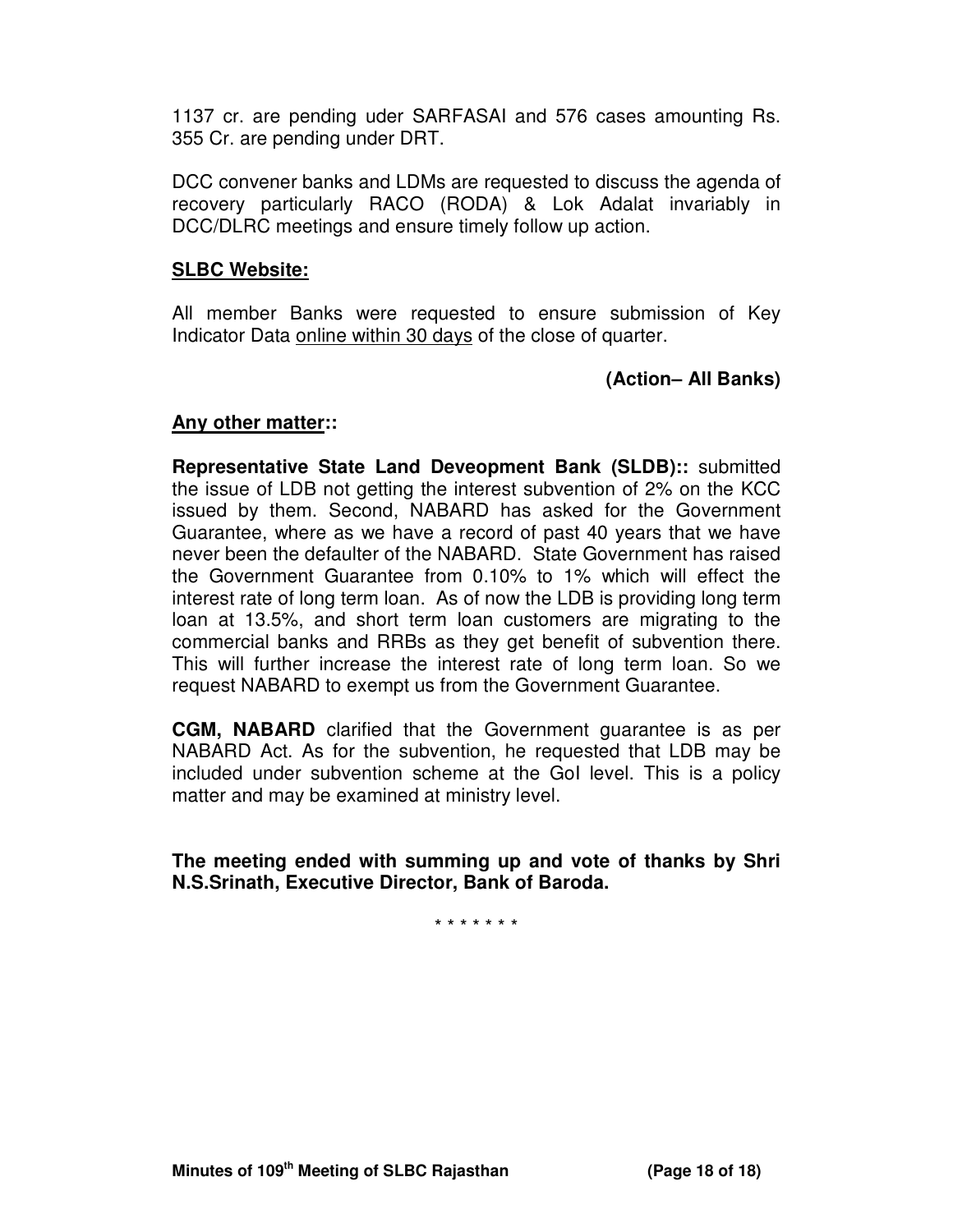1137 cr. are pending uder SARFASAI and 576 cases amounting Rs. 355 Cr. are pending under DRT.

DCC convener banks and LDMs are requested to discuss the agenda of recovery particularly RACO (RODA) & Lok Adalat invariably in DCC/DLRC meetings and ensure timely follow up action.

**SLBC Website:**

All member Banks were requested to ensure submission of Key Indicator Data online within 30 days of the close of quarter.

**(Action– All Banks)**

**Any other matter::**

**Representative State Land Deveopment Bank (SLDB)::** submitted the issue of LDB not getting the interest subvention of 2% on the KCC issued by them. Second, NABARD has asked for the Government Guarantee, where as we have a record of past 40 years that we have never been the defaulter of the NABARD. State Government has raised the Government Guarantee from 0.10% to 1% which will effect the interest rate of long term loan. As of now the LDB is providing long term loan at 13.5%, and short term loan customers are migrating to the commercial banks and RRBs as they get benefit of subvention there. This will further increase the interest rate of long term loan. So we request NABARD to exempt us from the Government Guarantee.

**CGM, NABARD** clarified that the Government guarantee is as per NABARD Act. As for the subvention, he requested that LDB may be included under subvention scheme at the GoI level. This is a policy matter and may be examined at ministry level.

**The meeting ended with summing up and vote of thanks by Shri N.S.Srinath, Executive Director, Bank of Baroda.**

\* \* \* \* \* \* \*